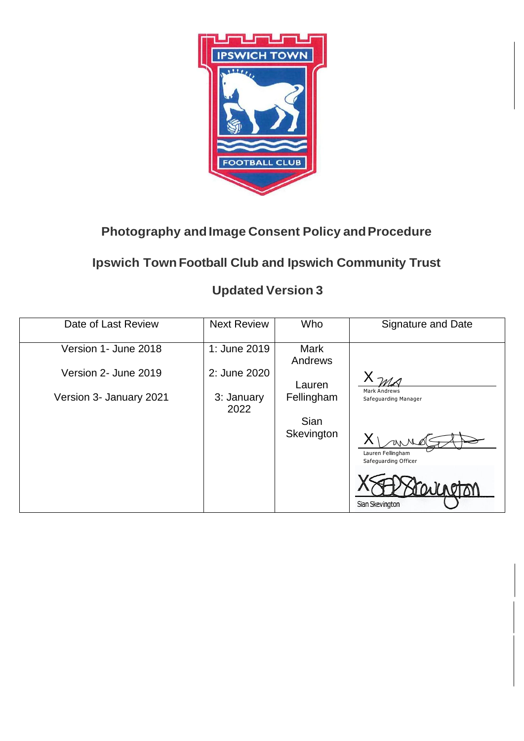# Photography and Image Consent Policy and Procedure

## Ipswich Town Football Club and Ipswich Community Trust

## Updated Version 3

| Date of Last Review | Next Review | Who | Signature and Date |
|---|---|---|---|
| Version 1- June 2018<br>Version 2- June 2019<br>Version 3- January 2021 | 1: June 2019<br>2: June 2020<br>3: January 2022 | Mark Andrews<br>Lauren Fellingham<br>Sian Skevington | X Mark Andrews<br>Safeguarding Manager<br>X Lauren Fellingham<br>Safeguarding Officer<br>X Sian Skevington |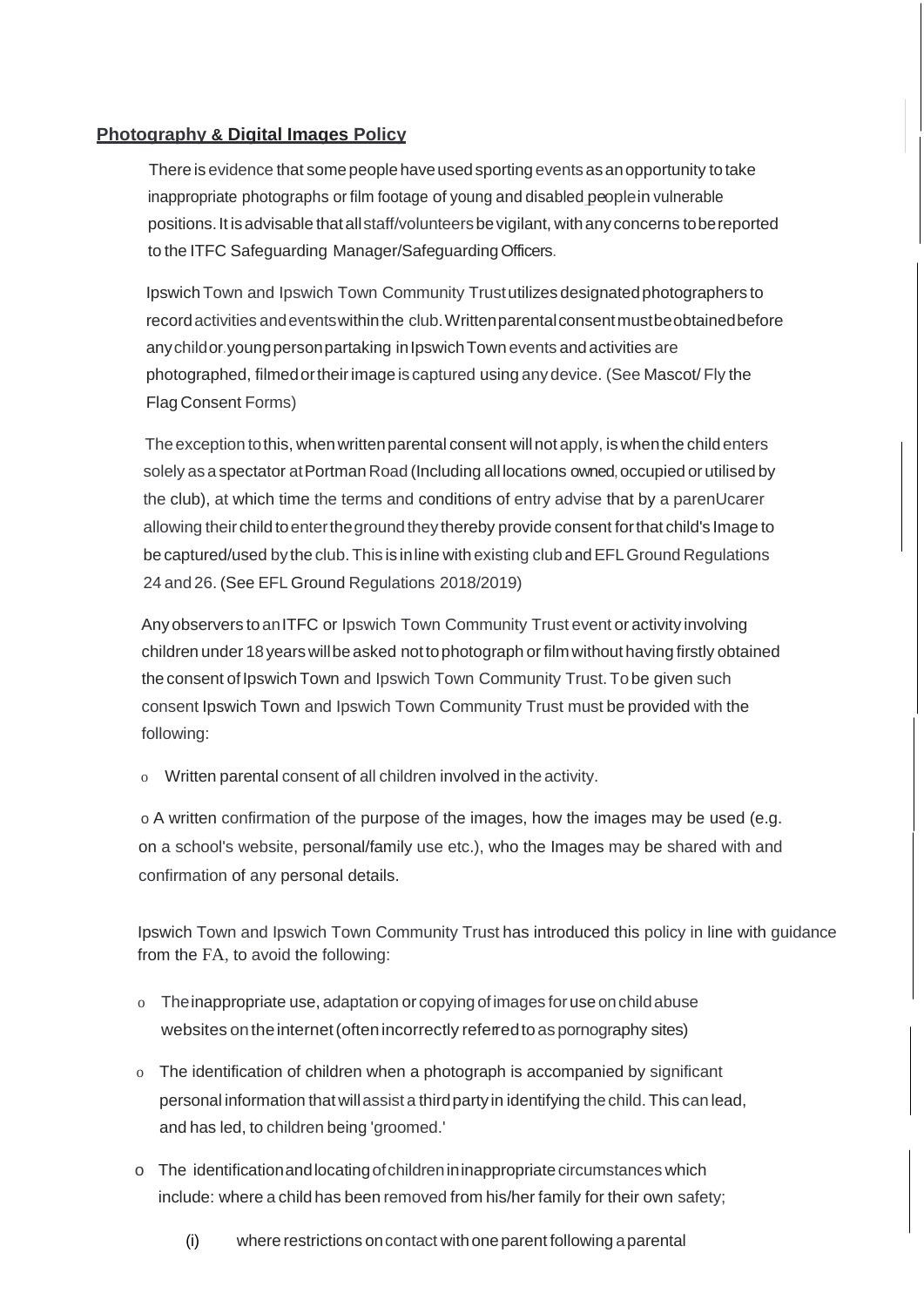## **Photography & Digital Images Policy**

There is evidence that some people have used sporting events as an opportunity to take inappropriate photographs or film footage of young and disabled people in vulnerable positions. It is advisable that all staff/volunteers be vigilant, with any concerns to be reported to the ITFC Safeguarding Manager/Safeguarding Officers.

Ipswich Town and Ipswich Town Community Trust utilizes designated photographers to record activities and events within the club. Written parental consent must be obtained before any child or young person partaking in Ipswich Town events and activities are photographed, filmed or their image is captured using any device. (See Mascot/ Fly the Flag Consent Forms)

The exception to this, when written parental consent will not apply, is when the child enters solely as a spectator at Portman Road (Including all locations owned, occupied or utilised by the club), at which time the terms and conditions of entry advise that by a parenUcarer allowing their child to enter the ground they thereby provide consent for that child's Image to be captured/used by the club. This is in line with existing club and EFL Ground Regulations 24 and 26. (See EFL Ground Regulations 2018/2019)

Any observers to an ITFC or Ipswich Town Community Trust event or activity involving children under 18 years will be asked not to photograph or film without having firstly obtained the consent of Ipswich Town and Ipswich Town Community Trust. To be given such consent Ipswich Town and Ipswich Town Community Trust must be provided with the following:

- Written parental consent of all children involved in the activity.
- A written confirmation of the purpose of the images, how the images may be used (e.g. on a school's website, personal/family use etc.), who the Images may be shared with and confirmation of any personal details.

Ipswich Town and Ipswich Town Community Trust has introduced this policy in line with guidance from the FA, to avoid the following:

- The inappropriate use, adaptation or copying of images for use on child abuse websites on the internet (often incorrectly referred to as pornography sites)
- The identification of children when a photograph is accompanied by significant personal information that will assist a third party in identifying the child. This can lead, and has led, to children being 'groomed.'
- The identification and locating of children in inappropriate circumstances which include: where a child has been removed from his/her family for their own safety;
  - (i) where restrictions on contact with one parent following a parental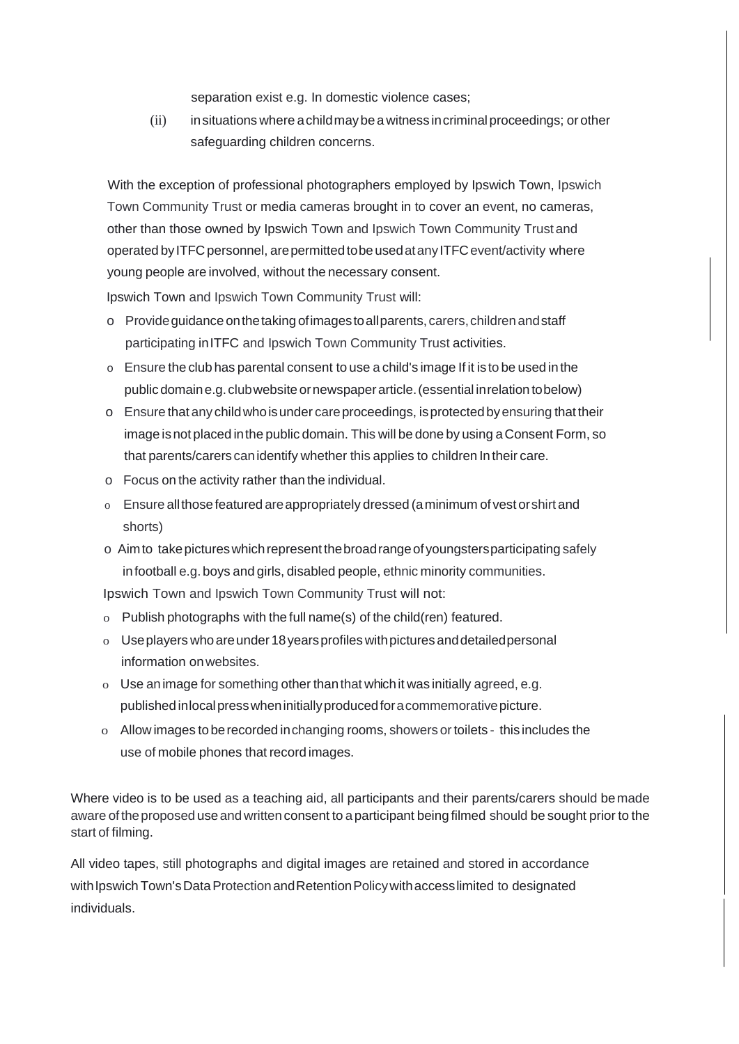separation exist e.g. In domestic violence cases;

(ii) in situations where a child may be a witness in criminal proceedings; or other safeguarding children concerns.

With the exception of professional photographers employed by Ipswich Town, Ipswich Town Community Trust or media cameras brought in to cover an event, no cameras, other than those owned by Ipswich Town and Ipswich Town Community Trust and operated by ITFC personnel, are permitted to be used at any ITFC event/activity where young people are involved, without the necessary consent.

Ipswich Town and Ipswich Town Community Trust will:

- Provide guidance on the taking of images to all parents, carers, children and staff participating in ITFC and Ipswich Town Community Trust activities.
- Ensure the club has parental consent to use a child's image If it is to be used in the public domain e.g. club website or newspaper article. (essential in relation to below)
- Ensure that any child who is under care proceedings, is protected by ensuring that their image is not placed in the public domain. This will be done by using a Consent Form, so that parents/carers can identify whether this applies to children In their care.
- Focus on the activity rather than the individual.
- Ensure all those featured are appropriately dressed (a minimum of vest or shirt and shorts)
- Aim to take pictures which represent the broad range of youngsters participating safely in football e.g. boys and girls, disabled people, ethnic minority communities.

Ipswich Town and Ipswich Town Community Trust will not:

- Publish photographs with the full name(s) of the child(ren) featured.
- Use players who are under 18 years profiles with pictures and detailed personal information on websites.
- Use an image for something other than that which it was initially agreed, e.g. published in local press when initially produced for a commemorative picture.
- Allow images to be recorded in changing rooms, showers or toilets - this includes the use of mobile phones that record images.

Where video is to be used as a teaching aid, all participants and their parents/carers should be made aware of the proposed use and written consent to a participant being filmed should be sought prior to the start of filming.

All video tapes, still photographs and digital images are retained and stored in accordance with Ipswich Town's Data Protection and Retention Policy with access limited to designated individuals.